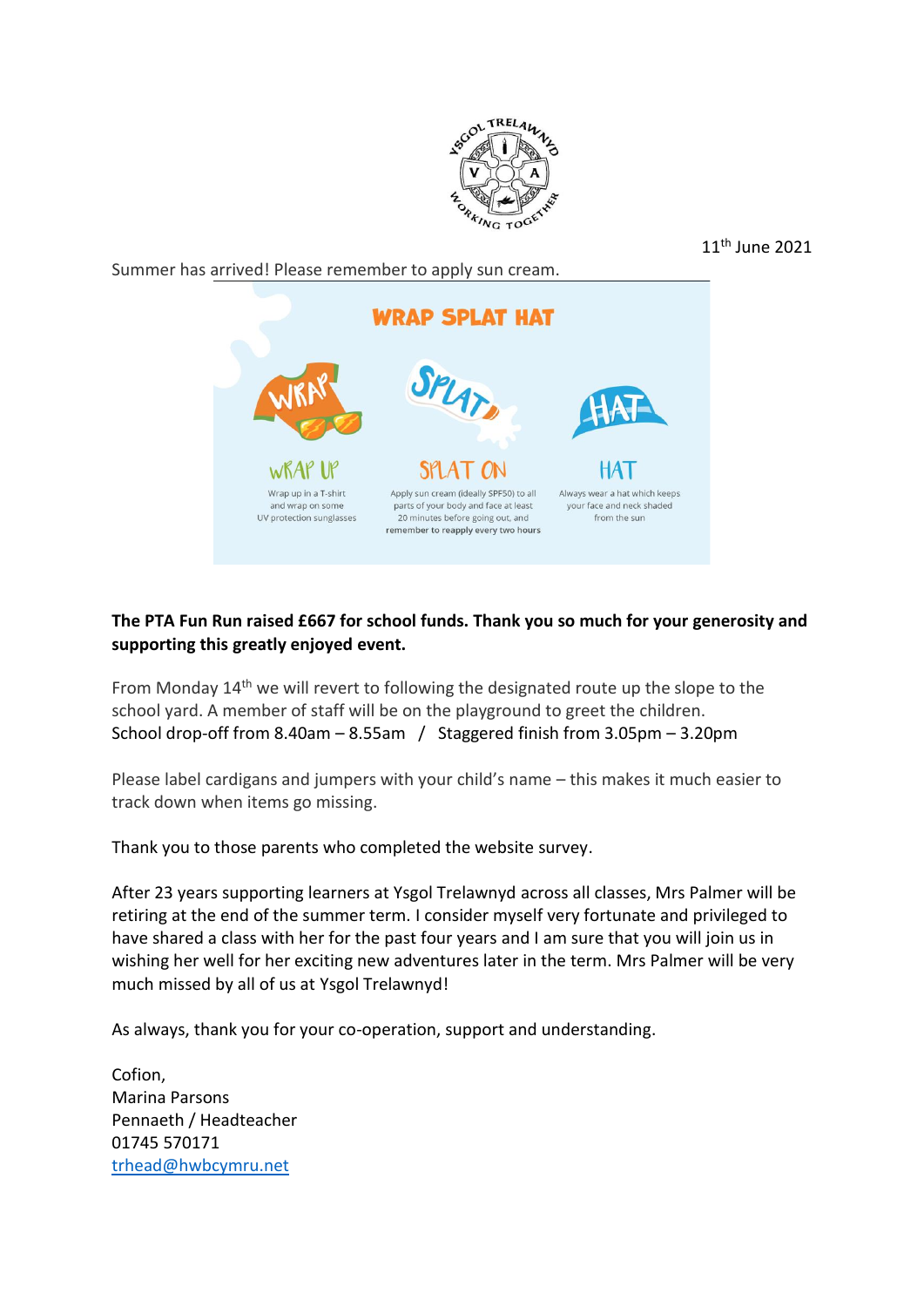11th June 2021

Summer has arrived! Please remember to apply sun cream.

WRAP SPLAT HAT

WRAP UP
Wrap up in a T-shirt and wrap on some UV protection sunglasses

SPLAT ON
Apply sun cream (ideally SPF50) to all parts of your body and face at least 20 minutes before going out, and remember to reapply every two hours

HAT
Always wear a hat which keeps your face and neck shaded from the sun

**The PTA Fun Run raised £667 for school funds. Thank you so much for your generosity and supporting this greatly enjoyed event.**

From Monday 14th we will revert to following the designated route up the slope to the school yard. A member of staff will be on the playground to greet the children.
School drop-off from 8.40am – 8.55am / Staggered finish from 3.05pm – 3.20pm

Please label cardigans and jumpers with your child's name – this makes it much easier to track down when items go missing.

Thank you to those parents who completed the website survey.

After 23 years supporting learners at Ysgol Trelawnyd across all classes, Mrs Palmer will be retiring at the end of the summer term. I consider myself very fortunate and privileged to have shared a class with her for the past four years and I am sure that you will join us in wishing her well for her exciting new adventures later in the term. Mrs Palmer will be very much missed by all of us at Ysgol Trelawnyd!

As always, thank you for your co-operation, support and understanding.

Cofion,
Marina Parsons
Pennaeth / Headteacher
01745 570171
trhead@hwbcymru.net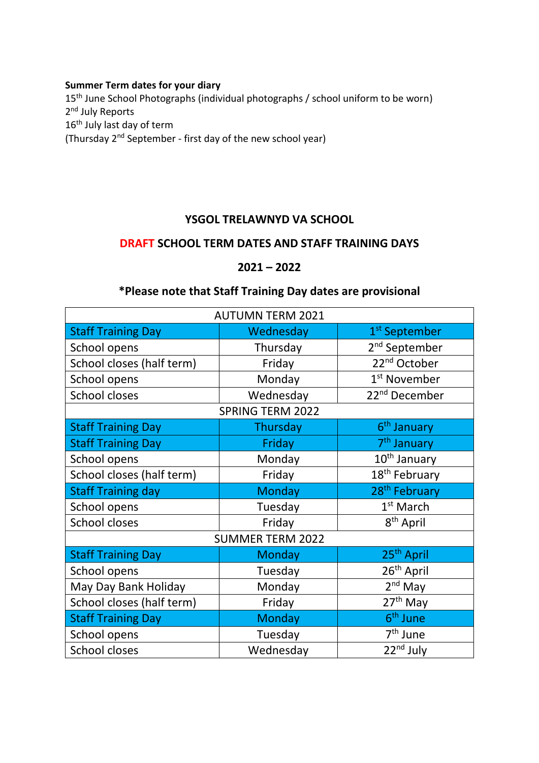**Summer Term dates for your diary**

15th June School Photographs (individual photographs / school uniform to be worn)
2nd July Reports
16th July last day of term
(Thursday 2nd September - first day of the new school year)

## YSGOL TRELAWNYD VA SCHOOL

## DRAFT SCHOOL TERM DATES AND STAFF TRAINING DAYS

## 2021 – 2022

**\*Please note that Staff Training Day dates are provisional**

| | | |
|---|---|---|
| AUTUMN TERM 2021 | | |
| Staff Training Day | Wednesday | 1st September |
| School opens | Thursday | 2nd September |
| School closes (half term) | Friday | 22nd October |
| School opens | Monday | 1st November |
| School closes | Wednesday | 22nd December |
| SPRING TERM 2022 | | |
| Staff Training Day | Thursday | 6th January |
| Staff Training Day | Friday | 7th January |
| School opens | Monday | 10th January |
| School closes (half term) | Friday | 18th February |
| Staff Training day | Monday | 28th February |
| School opens | Tuesday | 1st March |
| School closes | Friday | 8th April |
| SUMMER TERM 2022 | | |
| Staff Training Day | Monday | 25th April |
| School opens | Tuesday | 26th April |
| May Day Bank Holiday | Monday | 2nd May |
| School closes (half term) | Friday | 27th May |
| Staff Training Day | Monday | 6th June |
| School opens | Tuesday | 7th June |
| School closes | Wednesday | 22nd July |